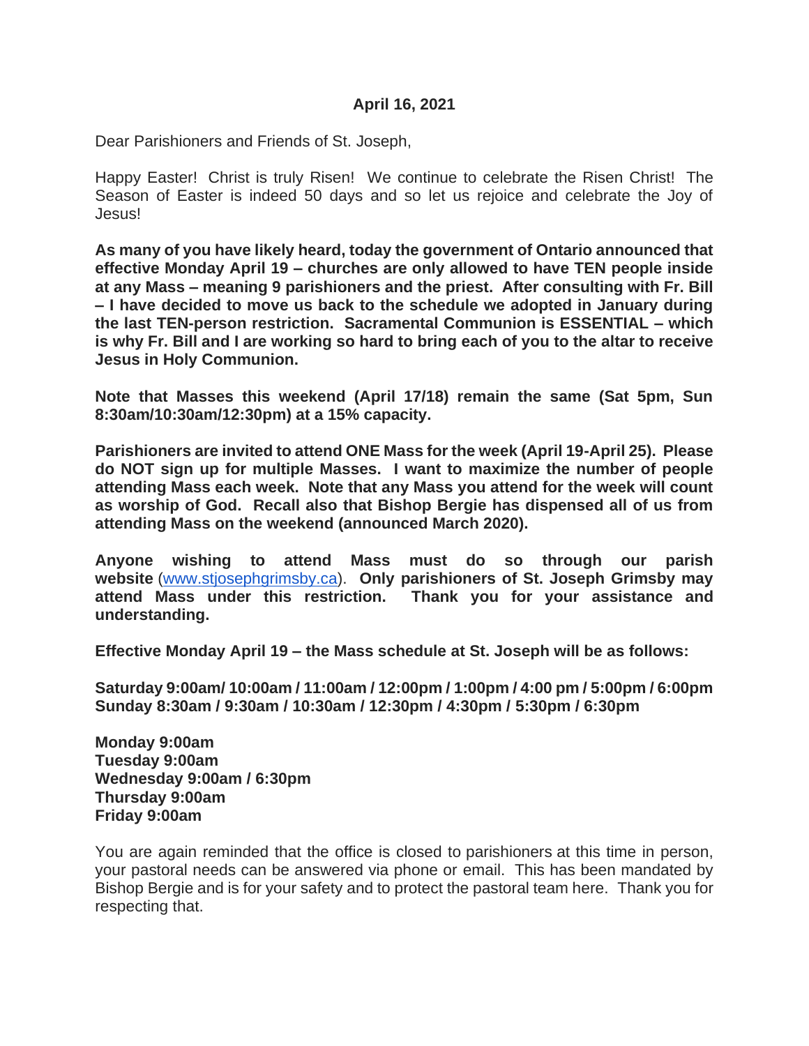**April 16, 2021**

Dear Parishioners and Friends of St. Joseph,

Happy Easter! Christ is truly Risen! We continue to celebrate the Risen Christ! The Season of Easter is indeed 50 days and so let us rejoice and celebrate the Joy of Jesus!

**As many of you have likely heard, today the government of Ontario announced that effective Monday April 19 – churches are only allowed to have TEN people inside at any Mass – meaning 9 parishioners and the priest. After consulting with Fr. Bill – I have decided to move us back to the schedule we adopted in January during the last TEN-person restriction. Sacramental Communion is ESSENTIAL – which is why Fr. Bill and I are working so hard to bring each of you to the altar to receive Jesus in Holy Communion.**

**Note that Masses this weekend (April 17/18) remain the same (Sat 5pm, Sun 8:30am/10:30am/12:30pm) at a 15% capacity.**

**Parishioners are invited to attend ONE Mass for the week (April 19-April 25). Please do NOT sign up for multiple Masses. I want to maximize the number of people attending Mass each week. Note that any Mass you attend for the week will count as worship of God. Recall also that Bishop Bergie has dispensed all of us from attending Mass on the weekend (announced March 2020).**

**Anyone wishing to attend Mass must do so through our parish website** ([www.stjosephgrimsby.ca](http://www.stjosephgrimsby.ca)). **Only parishioners of St. Joseph Grimsby may attend Mass under this restriction. Thank you for your assistance and understanding.**

**Effective Monday April 19 – the Mass schedule at St. Joseph will be as follows:**

**Saturday 9:00am/ 10:00am / 11:00am / 12:00pm / 1:00pm / 4:00 pm / 5:00pm / 6:00pm**
**Sunday 8:30am / 9:30am / 10:30am / 12:30pm / 4:30pm / 5:30pm / 6:30pm**

**Monday 9:00am**
**Tuesday 9:00am**
**Wednesday 9:00am / 6:30pm**
**Thursday 9:00am**
**Friday 9:00am**

You are again reminded that the office is closed to parishioners at this time in person, your pastoral needs can be answered via phone or email. This has been mandated by Bishop Bergie and is for your safety and to protect the pastoral team here. Thank you for respecting that.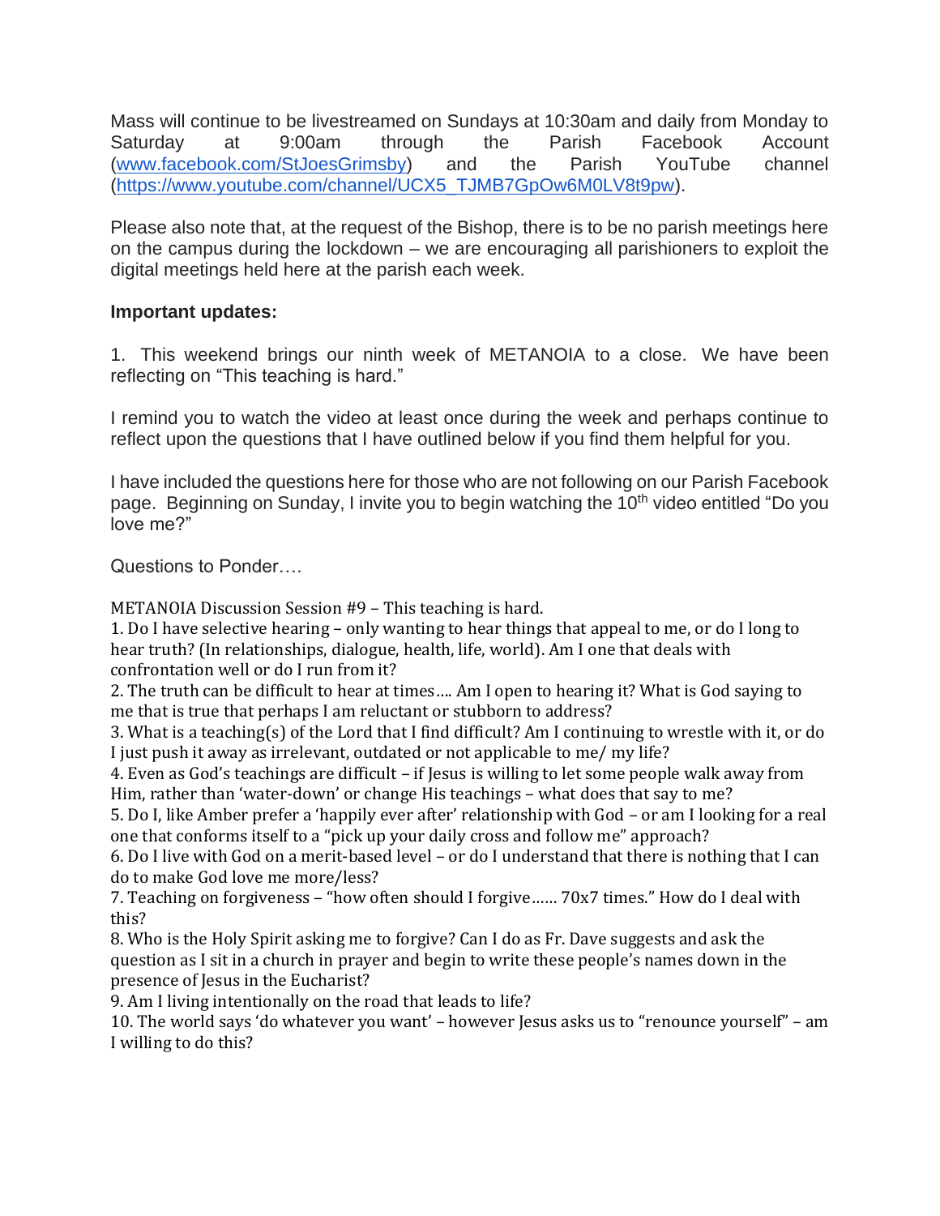Mass will continue to be livestreamed on Sundays at 10:30am and daily from Monday to Saturday at 9:00am through the Parish Facebook Account (www.facebook.com/StJoesGrimsby) and the Parish YouTube channel (https://www.youtube.com/channel/UCX5_TJMB7GpOw6M0LV8t9pw).

Please also note that, at the request of the Bishop, there is to be no parish meetings here on the campus during the lockdown – we are encouraging all parishioners to exploit the digital meetings held here at the parish each week.

**Important updates:**

1. This weekend brings our ninth week of METANOIA to a close. We have been reflecting on "This teaching is hard."

I remind you to watch the video at least once during the week and perhaps continue to reflect upon the questions that I have outlined below if you find them helpful for you.

I have included the questions here for those who are not following on our Parish Facebook page. Beginning on Sunday, I invite you to begin watching the 10th video entitled "Do you love me?"

Questions to Ponder….

METANOIA Discussion Session #9 – This teaching is hard.

1. Do I have selective hearing – only wanting to hear things that appeal to me, or do I long to hear truth? (In relationships, dialogue, health, life, world). Am I one that deals with confrontation well or do I run from it?
2. The truth can be difficult to hear at times…. Am I open to hearing it? What is God saying to me that is true that perhaps I am reluctant or stubborn to address?
3. What is a teaching(s) of the Lord that I find difficult? Am I continuing to wrestle with it, or do I just push it away as irrelevant, outdated or not applicable to me/ my life?
4. Even as God's teachings are difficult – if Jesus is willing to let some people walk away from Him, rather than 'water-down' or change His teachings – what does that say to me?
5. Do I, like Amber prefer a 'happily ever after' relationship with God – or am I looking for a real one that conforms itself to a "pick up your daily cross and follow me" approach?
6. Do I live with God on a merit-based level – or do I understand that there is nothing that I can do to make God love me more/less?
7. Teaching on forgiveness – "how often should I forgive…… 70x7 times." How do I deal with this?
8. Who is the Holy Spirit asking me to forgive? Can I do as Fr. Dave suggests and ask the question as I sit in a church in prayer and begin to write these people's names down in the presence of Jesus in the Eucharist?
9. Am I living intentionally on the road that leads to life?
10. The world says 'do whatever you want' – however Jesus asks us to "renounce yourself" – am I willing to do this?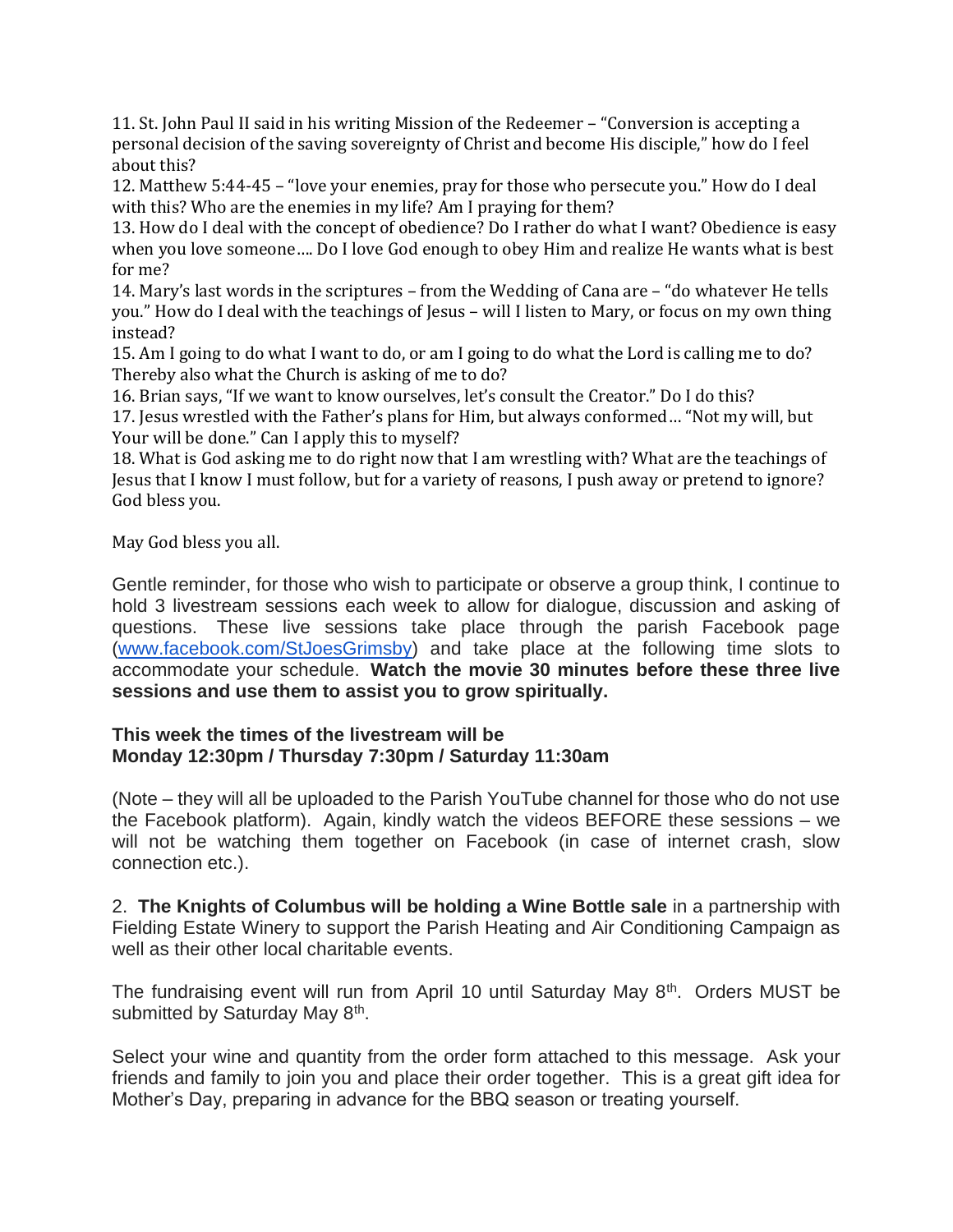11. St. John Paul II said in his writing Mission of the Redeemer – "Conversion is accepting a personal decision of the saving sovereignty of Christ and become His disciple," how do I feel about this?
12. Matthew 5:44-45 – "love your enemies, pray for those who persecute you." How do I deal with this? Who are the enemies in my life? Am I praying for them?
13. How do I deal with the concept of obedience? Do I rather do what I want? Obedience is easy when you love someone…. Do I love God enough to obey Him and realize He wants what is best for me?
14. Mary's last words in the scriptures – from the Wedding of Cana are – "do whatever He tells you." How do I deal with the teachings of Jesus – will I listen to Mary, or focus on my own thing instead?
15. Am I going to do what I want to do, or am I going to do what the Lord is calling me to do? Thereby also what the Church is asking of me to do?
16. Brian says, "If we want to know ourselves, let's consult the Creator." Do I do this?
17. Jesus wrestled with the Father's plans for Him, but always conformed… "Not my will, but Your will be done." Can I apply this to myself?
18. What is God asking me to do right now that I am wrestling with? What are the teachings of Jesus that I know I must follow, but for a variety of reasons, I push away or pretend to ignore? God bless you.

May God bless you all.

Gentle reminder, for those who wish to participate or observe a group think, I continue to hold 3 livestream sessions each week to allow for dialogue, discussion and asking of questions. These live sessions take place through the parish Facebook page (www.facebook.com/StJoesGrimsby) and take place at the following time slots to accommodate your schedule. **Watch the movie 30 minutes before these three live sessions and use them to assist you to grow spiritually.**

**This week the times of the livestream will be**
**Monday 12:30pm / Thursday 7:30pm / Saturday 11:30am**

(Note – they will all be uploaded to the Parish YouTube channel for those who do not use the Facebook platform). Again, kindly watch the videos BEFORE these sessions – we will not be watching them together on Facebook (in case of internet crash, slow connection etc.).

2. **The Knights of Columbus will be holding a Wine Bottle sale** in a partnership with Fielding Estate Winery to support the Parish Heating and Air Conditioning Campaign as well as their other local charitable events.

The fundraising event will run from April 10 until Saturday May 8th. Orders MUST be submitted by Saturday May 8th.

Select your wine and quantity from the order form attached to this message. Ask your friends and family to join you and place their order together. This is a great gift idea for Mother's Day, preparing in advance for the BBQ season or treating yourself.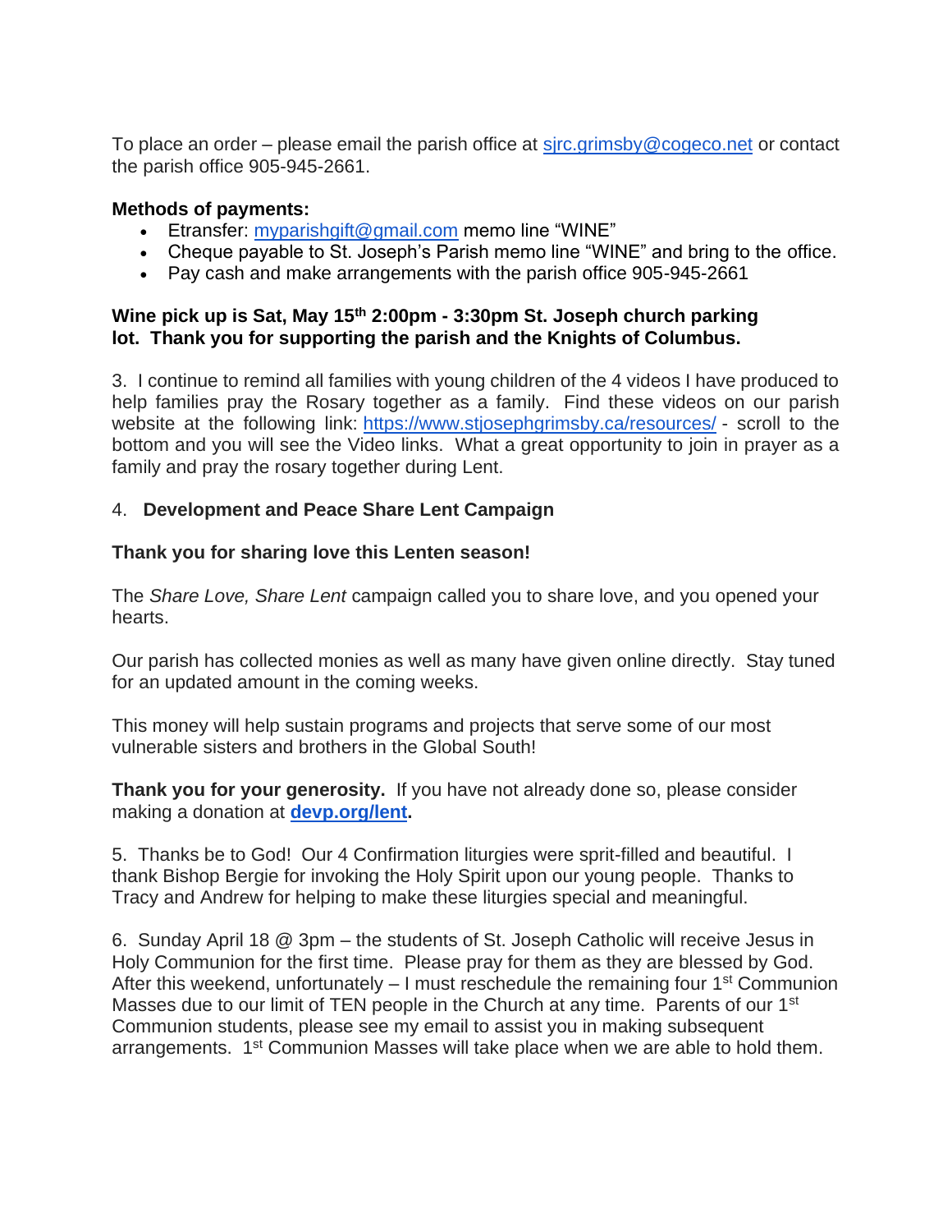To place an order – please email the parish office at sjrc.grimsby@cogeco.net or contact the parish office 905-945-2661.

**Methods of payments:**

- Etransfer: myparishgift@gmail.com memo line “WINE”
- Cheque payable to St. Joseph’s Parish memo line “WINE” and bring to the office.
- Pay cash and make arrangements with the parish office 905-945-2661

**Wine pick up is Sat, May 15th 2:00pm - 3:30pm St. Joseph church parking lot. Thank you for supporting the parish and the Knights of Columbus.**

3. I continue to remind all families with young children of the 4 videos I have produced to help families pray the Rosary together as a family. Find these videos on our parish website at the following link: https://www.stjosephgrimsby.ca/resources/ - scroll to the bottom and you will see the Video links. What a great opportunity to join in prayer as a family and pray the rosary together during Lent.

4. **Development and Peace Share Lent Campaign**

**Thank you for sharing love this Lenten season!**

The *Share Love, Share Lent* campaign called you to share love, and you opened your hearts.

Our parish has collected monies as well as many have given online directly. Stay tuned for an updated amount in the coming weeks.

This money will help sustain programs and projects that serve some of our most vulnerable sisters and brothers in the Global South!

**Thank you for your generosity.** If you have not already done so, please consider making a donation at **devp.org/lent.**

5. Thanks be to God! Our 4 Confirmation liturgies were sprit-filled and beautiful. I thank Bishop Bergie for invoking the Holy Spirit upon our young people. Thanks to Tracy and Andrew for helping to make these liturgies special and meaningful.

6. Sunday April 18 @ 3pm – the students of St. Joseph Catholic will receive Jesus in Holy Communion for the first time. Please pray for them as they are blessed by God. After this weekend, unfortunately – I must reschedule the remaining four 1st Communion Masses due to our limit of TEN people in the Church at any time. Parents of our 1st Communion students, please see my email to assist you in making subsequent arrangements. 1st Communion Masses will take place when we are able to hold them.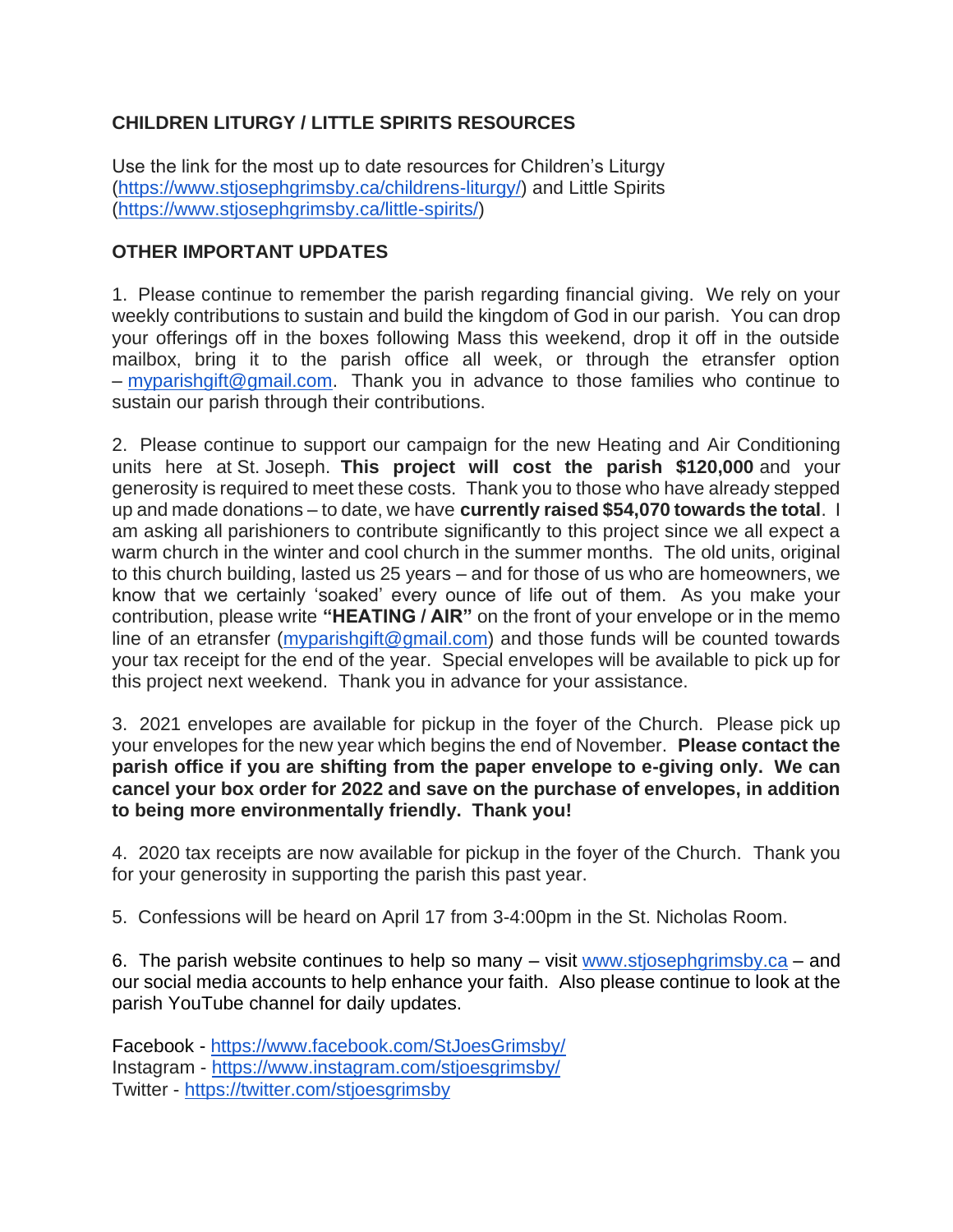## CHILDREN LITURGY / LITTLE SPIRITS RESOURCES

Use the link for the most up to date resources for Children's Liturgy (https://www.stjosephgrimsby.ca/childrens-liturgy/) and Little Spirits (https://www.stjosephgrimsby.ca/little-spirits/)

## OTHER IMPORTANT UPDATES

1. Please continue to remember the parish regarding financial giving. We rely on your weekly contributions to sustain and build the kingdom of God in our parish. You can drop your offerings off in the boxes following Mass this weekend, drop it off in the outside mailbox, bring it to the parish office all week, or through the etransfer option – myparishgift@gmail.com. Thank you in advance to those families who continue to sustain our parish through their contributions.

2. Please continue to support our campaign for the new Heating and Air Conditioning units here at St. Joseph. **This project will cost the parish $120,000** and your generosity is required to meet these costs. Thank you to those who have already stepped up and made donations – to date, we have **currently raised $54,070 towards the total**. I am asking all parishioners to contribute significantly to this project since we all expect a warm church in the winter and cool church in the summer months. The old units, original to this church building, lasted us 25 years – and for those of us who are homeowners, we know that we certainly 'soaked' every ounce of life out of them. As you make your contribution, please write **"HEATING / AIR"** on the front of your envelope or in the memo line of an etransfer (myparishgift@gmail.com) and those funds will be counted towards your tax receipt for the end of the year. Special envelopes will be available to pick up for this project next weekend. Thank you in advance for your assistance.

3. 2021 envelopes are available for pickup in the foyer of the Church. Please pick up your envelopes for the new year which begins the end of November. **Please contact the parish office if you are shifting from the paper envelope to e-giving only. We can cancel your box order for 2022 and save on the purchase of envelopes, in addition to being more environmentally friendly. Thank you!**

4. 2020 tax receipts are now available for pickup in the foyer of the Church. Thank you for your generosity in supporting the parish this past year.

5. Confessions will be heard on April 17 from 3-4:00pm in the St. Nicholas Room.

6. The parish website continues to help so many – visit www.stjosephgrimsby.ca – and our social media accounts to help enhance your faith. Also please continue to look at the parish YouTube channel for daily updates.

Facebook - https://www.facebook.com/StJoesGrimsby/
Instagram - https://www.instagram.com/stjoesgrimsby/
Twitter - https://twitter.com/stjoesgrimsby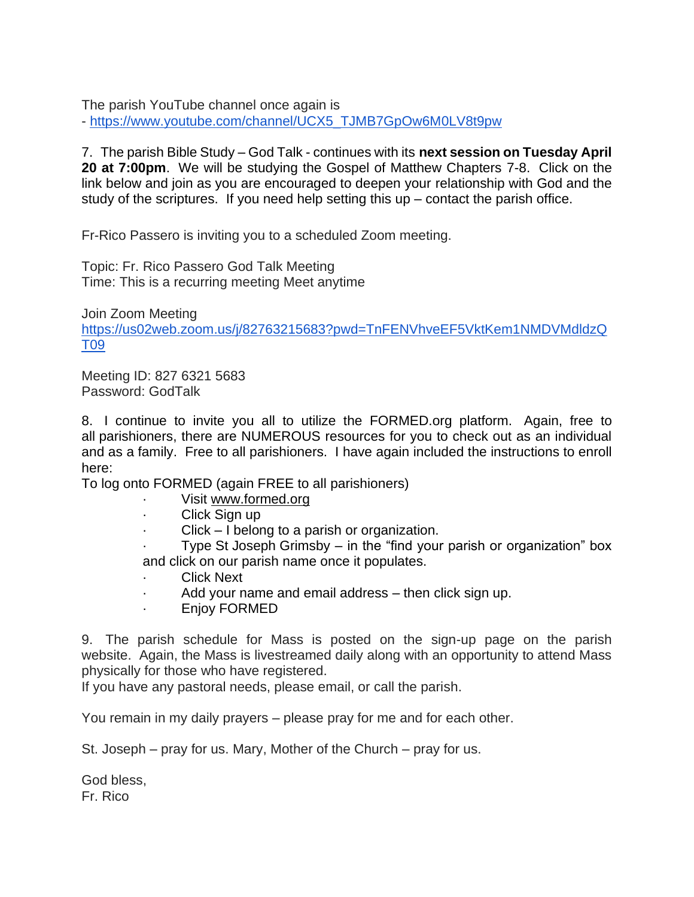The parish YouTube channel once again is
- https://www.youtube.com/channel/UCX5_TJMB7GpOw6M0LV8t9pw

7. The parish Bible Study – God Talk - continues with its **next session on Tuesday April 20 at 7:00pm**. We will be studying the Gospel of Matthew Chapters 7-8. Click on the link below and join as you are encouraged to deepen your relationship with God and the study of the scriptures. If you need help setting this up – contact the parish office.

Fr-Rico Passero is inviting you to a scheduled Zoom meeting.

Topic: Fr. Rico Passero God Talk Meeting
Time: This is a recurring meeting Meet anytime

Join Zoom Meeting
https://us02web.zoom.us/j/82763215683?pwd=TnFENVhveEF5VktKem1NMDVMdldzQT09

Meeting ID: 827 6321 5683
Password: GodTalk

8. I continue to invite you all to utilize the FORMED.org platform. Again, free to all parishioners, there are NUMEROUS resources for you to check out as an individual and as a family. Free to all parishioners. I have again included the instructions to enroll here:
To log onto FORMED (again FREE to all parishioners)

- Visit www.formed.org
- Click Sign up
- Click – I belong to a parish or organization.
- Type St Joseph Grimsby – in the "find your parish or organization" box and click on our parish name once it populates.
- Click Next
- Add your name and email address – then click sign up.
- Enjoy FORMED

9. The parish schedule for Mass is posted on the sign-up page on the parish website. Again, the Mass is livestreamed daily along with an opportunity to attend Mass physically for those who have registered.
If you have any pastoral needs, please email, or call the parish.

You remain in my daily prayers – please pray for me and for each other.

St. Joseph – pray for us. Mary, Mother of the Church – pray for us.

God bless,
Fr. Rico